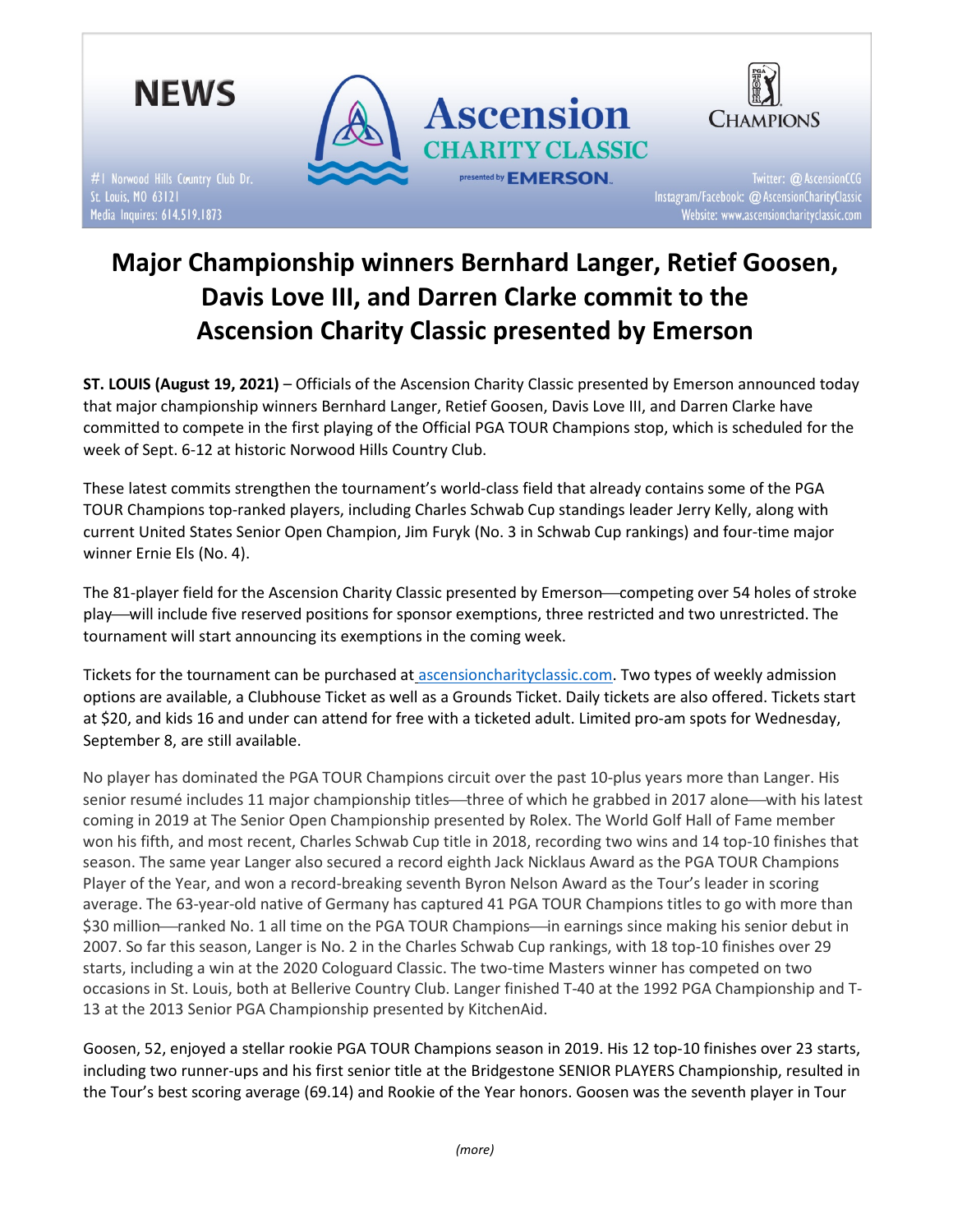NEWS

#1 Norwood Hills Country Club Dr.
St. Louis, MO 63121
Media Inquires: 614.519.1873

Ascension CHARITY CLASSIC presented by EMERSON

CHAMPIONS

Twitter: @AscensionCCG
Instagram/Facebook: @AscensionCharityClassic
Website: www.ascensioncharityclassic.com

# Major Championship winners Bernhard Langer, Retief Goosen, Davis Love III, and Darren Clarke commit to the Ascension Charity Classic presented by Emerson

**ST. LOUIS (August 19, 2021)** – Officials of the Ascension Charity Classic presented by Emerson announced today that major championship winners Bernhard Langer, Retief Goosen, Davis Love III, and Darren Clarke have committed to compete in the first playing of the Official PGA TOUR Champions stop, which is scheduled for the week of Sept. 6-12 at historic Norwood Hills Country Club.

These latest commits strengthen the tournament's world-class field that already contains some of the PGA TOUR Champions top-ranked players, including Charles Schwab Cup standings leader Jerry Kelly, along with current United States Senior Open Champion, Jim Furyk (No. 3 in Schwab Cup rankings) and four-time major winner Ernie Els (No. 4).

The 81-player field for the Ascension Charity Classic presented by Emerson—competing over 54 holes of stroke play—will include five reserved positions for sponsor exemptions, three restricted and two unrestricted. The tournament will start announcing its exemptions in the coming week.

Tickets for the tournament can be purchased at ascensioncharityclassic.com. Two types of weekly admission options are available, a Clubhouse Ticket as well as a Grounds Ticket. Daily tickets are also offered. Tickets start at $20, and kids 16 and under can attend for free with a ticketed adult. Limited pro-am spots for Wednesday, September 8, are still available.

No player has dominated the PGA TOUR Champions circuit over the past 10-plus years more than Langer. His senior resumé includes 11 major championship titles—three of which he grabbed in 2017 alone—with his latest coming in 2019 at The Senior Open Championship presented by Rolex. The World Golf Hall of Fame member won his fifth, and most recent, Charles Schwab Cup title in 2018, recording two wins and 14 top-10 finishes that season. The same year Langer also secured a record eighth Jack Nicklaus Award as the PGA TOUR Champions Player of the Year, and won a record-breaking seventh Byron Nelson Award as the Tour's leader in scoring average. The 63-year-old native of Germany has captured 41 PGA TOUR Champions titles to go with more than $30 million—ranked No. 1 all time on the PGA TOUR Champions—in earnings since making his senior debut in 2007. So far this season, Langer is No. 2 in the Charles Schwab Cup rankings, with 18 top-10 finishes over 29 starts, including a win at the 2020 Cologuard Classic. The two-time Masters winner has competed on two occasions in St. Louis, both at Bellerive Country Club. Langer finished T-40 at the 1992 PGA Championship and T-13 at the 2013 Senior PGA Championship presented by KitchenAid.

Goosen, 52, enjoyed a stellar rookie PGA TOUR Champions season in 2019. His 12 top-10 finishes over 23 starts, including two runner-ups and his first senior title at the Bridgestone SENIOR PLAYERS Championship, resulted in the Tour's best scoring average (69.14) and Rookie of the Year honors. Goosen was the seventh player in Tour

*(more)*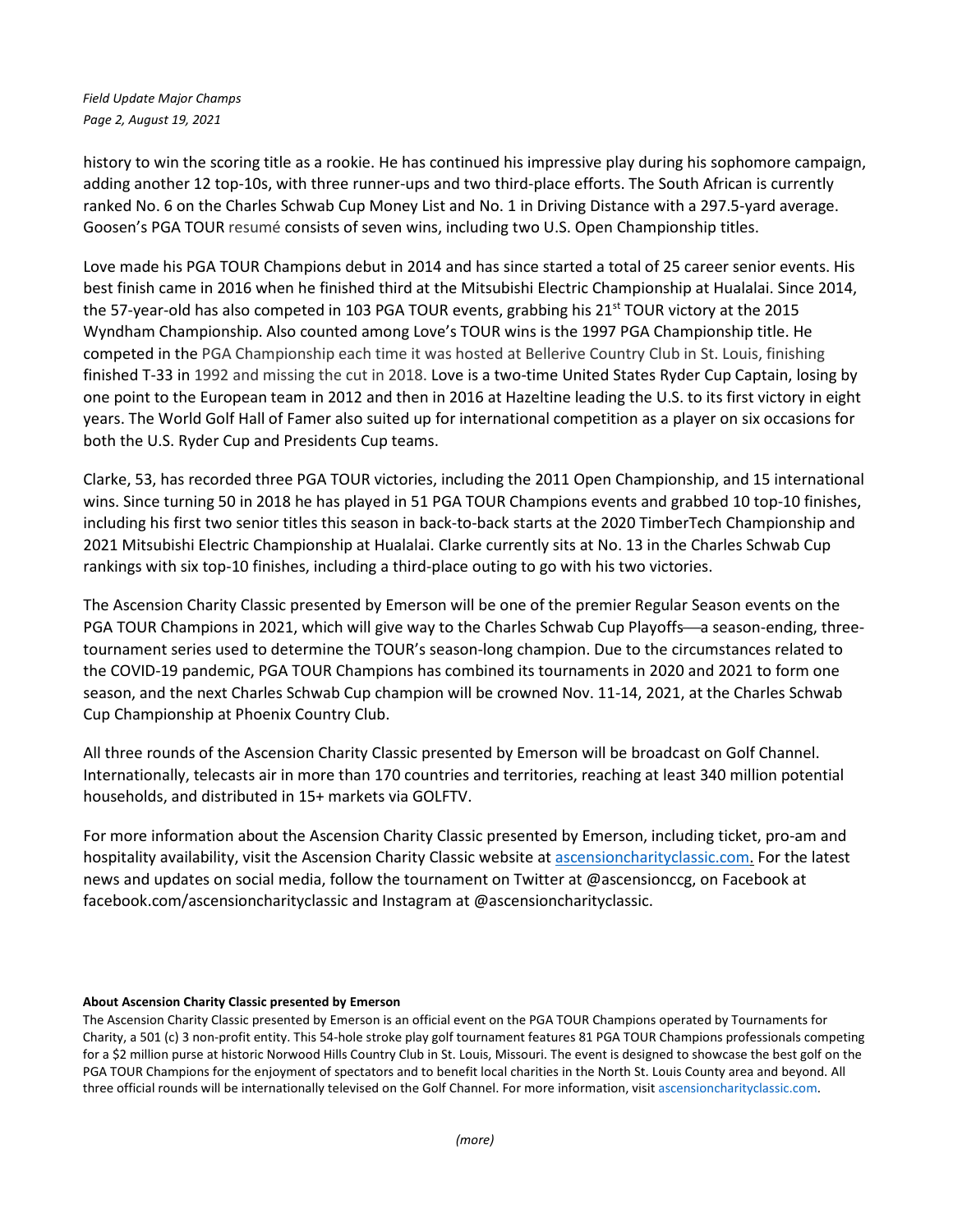history to win the scoring title as a rookie. He has continued his impressive play during his sophomore campaign, adding another 12 top-10s, with three runner-ups and two third-place efforts. The South African is currently ranked No. 6 on the Charles Schwab Cup Money List and No. 1 in Driving Distance with a 297.5-yard average. Goosen's PGA TOUR resumé consists of seven wins, including two U.S. Open Championship titles.

Love made his PGA TOUR Champions debut in 2014 and has since started a total of 25 career senior events. His best finish came in 2016 when he finished third at the Mitsubishi Electric Championship at Hualalai. Since 2014, the 57-year-old has also competed in 103 PGA TOUR events, grabbing his 21st TOUR victory at the 2015 Wyndham Championship. Also counted among Love's TOUR wins is the 1997 PGA Championship title. He competed in the PGA Championship each time it was hosted at Bellerive Country Club in St. Louis, finishing finished T-33 in 1992 and missing the cut in 2018. Love is a two-time United States Ryder Cup Captain, losing by one point to the European team in 2012 and then in 2016 at Hazeltine leading the U.S. to its first victory in eight years. The World Golf Hall of Famer also suited up for international competition as a player on six occasions for both the U.S. Ryder Cup and Presidents Cup teams.

Clarke, 53, has recorded three PGA TOUR victories, including the 2011 Open Championship, and 15 international wins. Since turning 50 in 2018 he has played in 51 PGA TOUR Champions events and grabbed 10 top-10 finishes, including his first two senior titles this season in back-to-back starts at the 2020 TimberTech Championship and 2021 Mitsubishi Electric Championship at Hualalai. Clarke currently sits at No. 13 in the Charles Schwab Cup rankings with six top-10 finishes, including a third-place outing to go with his two victories.

The Ascension Charity Classic presented by Emerson will be one of the premier Regular Season events on the PGA TOUR Champions in 2021, which will give way to the Charles Schwab Cup Playoffs—a season-ending, three-tournament series used to determine the TOUR's season-long champion. Due to the circumstances related to the COVID-19 pandemic, PGA TOUR Champions has combined its tournaments in 2020 and 2021 to form one season, and the next Charles Schwab Cup champion will be crowned Nov. 11-14, 2021, at the Charles Schwab Cup Championship at Phoenix Country Club.

All three rounds of the Ascension Charity Classic presented by Emerson will be broadcast on Golf Channel. Internationally, telecasts air in more than 170 countries and territories, reaching at least 340 million potential households, and distributed in 15+ markets via GOLFTV.

For more information about the Ascension Charity Classic presented by Emerson, including ticket, pro-am and hospitality availability, visit the Ascension Charity Classic website at ascensioncharityclassic.com. For the latest news and updates on social media, follow the tournament on Twitter at @ascensionccg, on Facebook at facebook.com/ascensioncharityclassic and Instagram at @ascensioncharityclassic.

**About Ascension Charity Classic presented by Emerson**

The Ascension Charity Classic presented by Emerson is an official event on the PGA TOUR Champions operated by Tournaments for Charity, a 501 (c) 3 non-profit entity. This 54-hole stroke play golf tournament features 81 PGA TOUR Champions professionals competing for a $2 million purse at historic Norwood Hills Country Club in St. Louis, Missouri. The event is designed to showcase the best golf on the PGA TOUR Champions for the enjoyment of spectators and to benefit local charities in the North St. Louis County area and beyond. All three official rounds will be internationally televised on the Golf Channel. For more information, visit ascensioncharityclassic.com.

*(more)*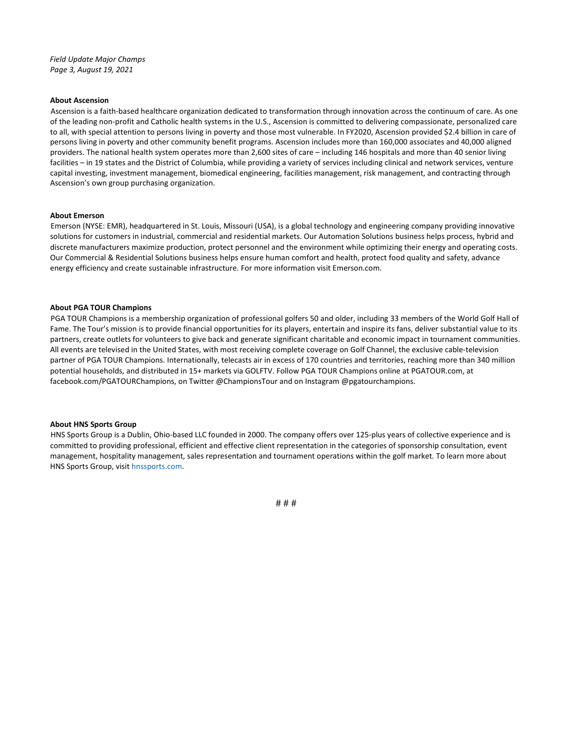**About Ascension**

Ascension is a faith-based healthcare organization dedicated to transformation through innovation across the continuum of care. As one of the leading non-profit and Catholic health systems in the U.S., Ascension is committed to delivering compassionate, personalized care to all, with special attention to persons living in poverty and those most vulnerable. In FY2020, Ascension provided $2.4 billion in care of persons living in poverty and other community benefit programs. Ascension includes more than 160,000 associates and 40,000 aligned providers. The national health system operates more than 2,600 sites of care – including 146 hospitals and more than 40 senior living facilities – in 19 states and the District of Columbia, while providing a variety of services including clinical and network services, venture capital investing, investment management, biomedical engineering, facilities management, risk management, and contracting through Ascension's own group purchasing organization.

**About Emerson**

Emerson (NYSE: EMR), headquartered in St. Louis, Missouri (USA), is a global technology and engineering company providing innovative solutions for customers in industrial, commercial and residential markets. Our Automation Solutions business helps process, hybrid and discrete manufacturers maximize production, protect personnel and the environment while optimizing their energy and operating costs. Our Commercial & Residential Solutions business helps ensure human comfort and health, protect food quality and safety, advance energy efficiency and create sustainable infrastructure. For more information visit Emerson.com.

**About PGA TOUR Champions**

PGA TOUR Champions is a membership organization of professional golfers 50 and older, including 33 members of the World Golf Hall of Fame. The Tour's mission is to provide financial opportunities for its players, entertain and inspire its fans, deliver substantial value to its partners, create outlets for volunteers to give back and generate significant charitable and economic impact in tournament communities. All events are televised in the United States, with most receiving complete coverage on Golf Channel, the exclusive cable-television partner of PGA TOUR Champions. Internationally, telecasts air in excess of 170 countries and territories, reaching more than 340 million potential households, and distributed in 15+ markets via GOLFTV. Follow PGA TOUR Champions online at PGATOUR.com, at facebook.com/PGATOURChampions, on Twitter @ChampionsTour and on Instagram @pgatourchampions.

**About HNS Sports Group**

HNS Sports Group is a Dublin, Ohio-based LLC founded in 2000. The company offers over 125-plus years of collective experience and is committed to providing professional, efficient and effective client representation in the categories of sponsorship consultation, event management, hospitality management, sales representation and tournament operations within the golf market. To learn more about HNS Sports Group, visit hnssports.com.

# # #